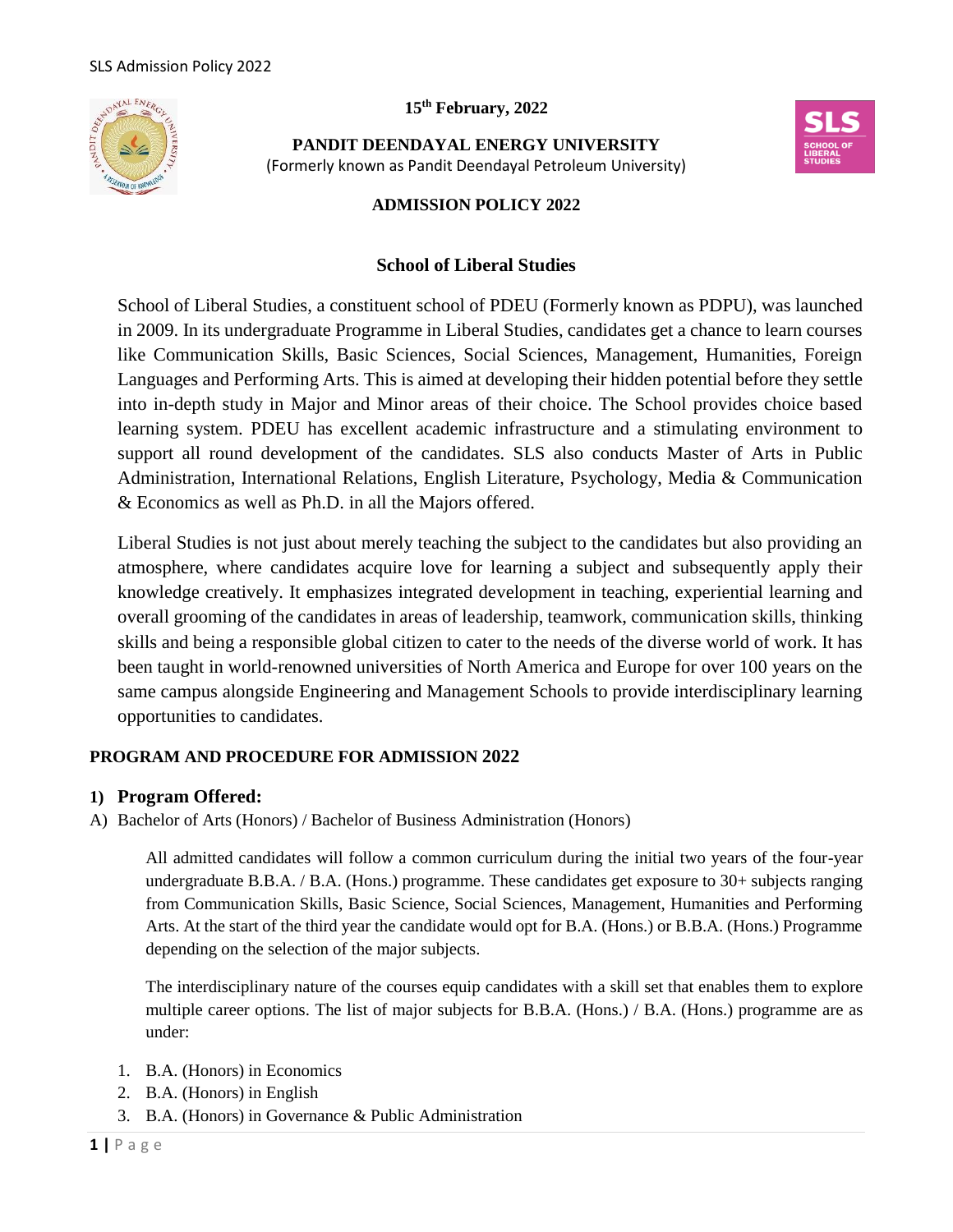15th February, 2022

**PANDIT DEENDAYAL ENERGY UNIVERSITY**
(Formerly known as Pandit Deendayal Petroleum University)

**ADMISSION POLICY 2022**

# School of Liberal Studies

School of Liberal Studies, a constituent school of PDEU (Formerly known as PDPU), was launched in 2009. In its undergraduate Programme in Liberal Studies, candidates get a chance to learn courses like Communication Skills, Basic Sciences, Social Sciences, Management, Humanities, Foreign Languages and Performing Arts. This is aimed at developing their hidden potential before they settle into in-depth study in Major and Minor areas of their choice. The School provides choice based learning system. PDEU has excellent academic infrastructure and a stimulating environment to support all round development of the candidates. SLS also conducts Master of Arts in Public Administration, International Relations, English Literature, Psychology, Media & Communication & Economics as well as Ph.D. in all the Majors offered.

Liberal Studies is not just about merely teaching the subject to the candidates but also providing an atmosphere, where candidates acquire love for learning a subject and subsequently apply their knowledge creatively. It emphasizes integrated development in teaching, experiential learning and overall grooming of the candidates in areas of leadership, teamwork, communication skills, thinking skills and being a responsible global citizen to cater to the needs of the diverse world of work. It has been taught in world-renowned universities of North America and Europe for over 100 years on the same campus alongside Engineering and Management Schools to provide interdisciplinary learning opportunities to candidates.

## PROGRAM AND PROCEDURE FOR ADMISSION 2022

### 1) Program Offered:

A) Bachelor of Arts (Honors) / Bachelor of Business Administration (Honors)

All admitted candidates will follow a common curriculum during the initial two years of the four-year undergraduate B.B.A. / B.A. (Hons.) programme. These candidates get exposure to 30+ subjects ranging from Communication Skills, Basic Science, Social Sciences, Management, Humanities and Performing Arts. At the start of the third year the candidate would opt for B.A. (Hons.) or B.B.A. (Hons.) Programme depending on the selection of the major subjects.

The interdisciplinary nature of the courses equip candidates with a skill set that enables them to explore multiple career options. The list of major subjects for B.B.A. (Hons.) / B.A. (Hons.) programme are as under:

1. B.A. (Honors) in Economics
2. B.A. (Honors) in English
3. B.A. (Honors) in Governance & Public Administration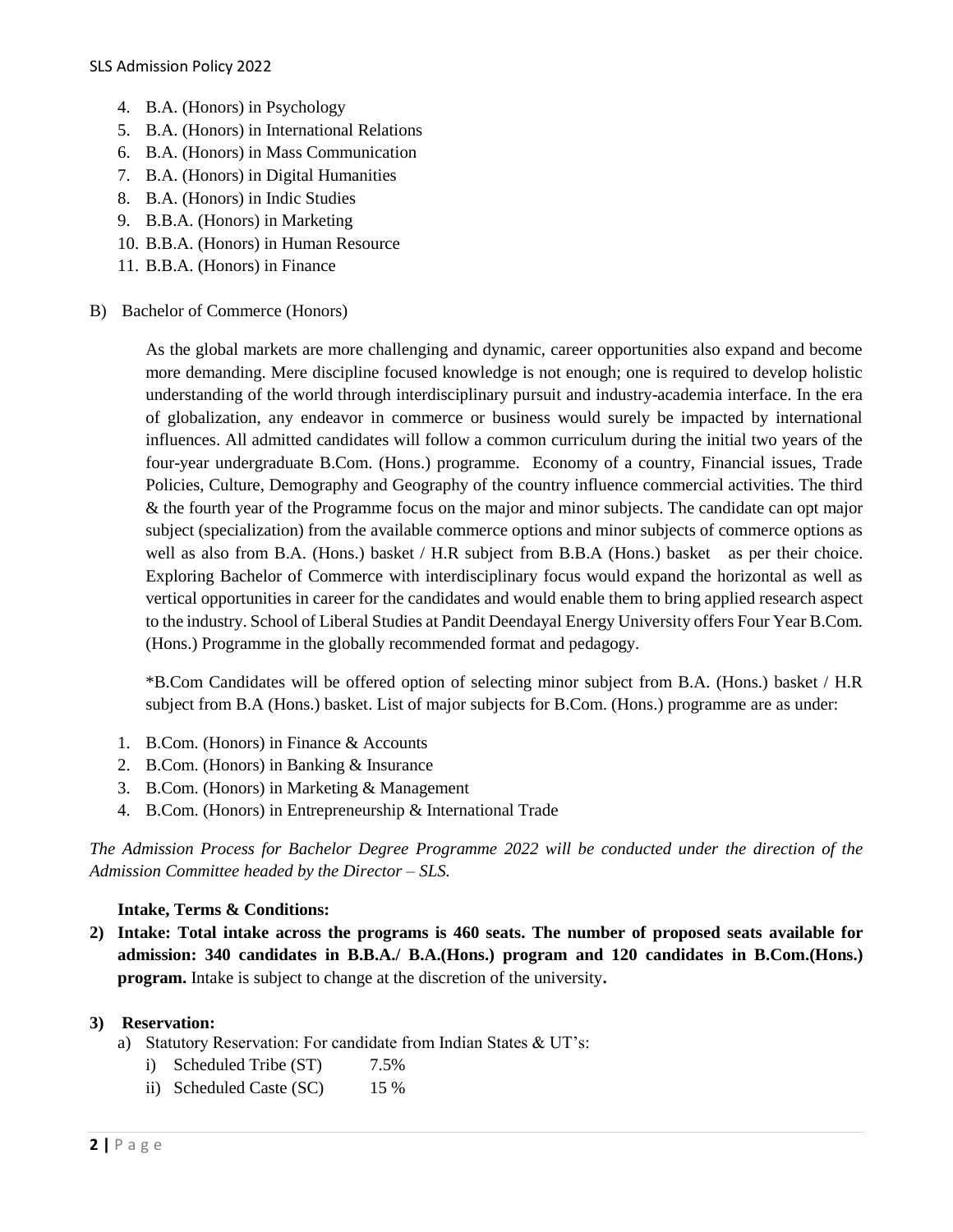4. B.A. (Honors) in Psychology
5. B.A. (Honors) in International Relations
6. B.A. (Honors) in Mass Communication
7. B.A. (Honors) in Digital Humanities
8. B.A. (Honors) in Indic Studies
9. B.B.A. (Honors) in Marketing
10. B.B.A. (Honors) in Human Resource
11. B.B.A. (Honors) in Finance

B) Bachelor of Commerce (Honors)

As the global markets are more challenging and dynamic, career opportunities also expand and become more demanding. Mere discipline focused knowledge is not enough; one is required to develop holistic understanding of the world through interdisciplinary pursuit and industry-academia interface. In the era of globalization, any endeavor in commerce or business would surely be impacted by international influences. All admitted candidates will follow a common curriculum during the initial two years of the four-year undergraduate B.Com. (Hons.) programme. Economy of a country, Financial issues, Trade Policies, Culture, Demography and Geography of the country influence commercial activities. The third & the fourth year of the Programme focus on the major and minor subjects. The candidate can opt major subject (specialization) from the available commerce options and minor subjects of commerce options as well as also from B.A. (Hons.) basket / H.R subject from B.B.A (Hons.) basket as per their choice. Exploring Bachelor of Commerce with interdisciplinary focus would expand the horizontal as well as vertical opportunities in career for the candidates and would enable them to bring applied research aspect to the industry. School of Liberal Studies at Pandit Deendayal Energy University offers Four Year B.Com. (Hons.) Programme in the globally recommended format and pedagogy.

*B.Com Candidates will be offered option of selecting minor subject from B.A. (Hons.) basket / H.R subject from B.A (Hons.) basket. List of major subjects for B.Com. (Hons.) programme are as under:

1. B.Com. (Honors) in Finance & Accounts
2. B.Com. (Honors) in Banking & Insurance
3. B.Com. (Honors) in Marketing & Management
4. B.Com. (Honors) in Entrepreneurship & International Trade

*The Admission Process for Bachelor Degree Programme 2022 will be conducted under the direction of the Admission Committee headed by the Director – SLS.*

**Intake, Terms & Conditions:**

**2) Intake: Total intake across the programs is 460 seats. The number of proposed seats available for admission: 340 candidates in B.B.A./ B.A.(Hons.) program and 120 candidates in B.Com.(Hons.) program.** Intake is subject to change at the discretion of the university**.**

**3) Reservation:**

a) Statutory Reservation: For candidate from Indian States & UT's:
   i) Scheduled Tribe (ST) 7.5%
   ii) Scheduled Caste (SC) 15 %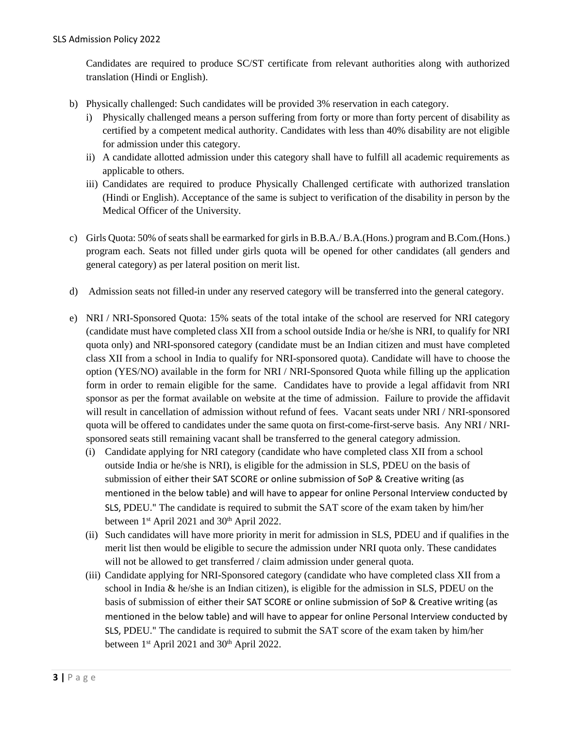Candidates are required to produce SC/ST certificate from relevant authorities along with authorized translation (Hindi or English).

b) Physically challenged: Such candidates will be provided 3% reservation in each category.
   i) Physically challenged means a person suffering from forty or more than forty percent of disability as certified by a competent medical authority. Candidates with less than 40% disability are not eligible for admission under this category.
   ii) A candidate allotted admission under this category shall have to fulfill all academic requirements as applicable to others.
   iii) Candidates are required to produce Physically Challenged certificate with authorized translation (Hindi or English). Acceptance of the same is subject to verification of the disability in person by the Medical Officer of the University.

c) Girls Quota: 50% of seats shall be earmarked for girls in B.B.A./ B.A.(Hons.) program and B.Com.(Hons.) program each. Seats not filled under girls quota will be opened for other candidates (all genders and general category) as per lateral position on merit list.

d) Admission seats not filled-in under any reserved category will be transferred into the general category.

e) NRI / NRI-Sponsored Quota: 15% seats of the total intake of the school are reserved for NRI category (candidate must have completed class XII from a school outside India or he/she is NRI, to qualify for NRI quota only) and NRI-sponsored category (candidate must be an Indian citizen and must have completed class XII from a school in India to qualify for NRI-sponsored quota). Candidate will have to choose the option (YES/NO) available in the form for NRI / NRI-Sponsored Quota while filling up the application form in order to remain eligible for the same. Candidates have to provide a legal affidavit from NRI sponsor as per the format available on website at the time of admission. Failure to provide the affidavit will result in cancellation of admission without refund of fees. Vacant seats under NRI / NRI-sponsored quota will be offered to candidates under the same quota on first-come-first-serve basis. Any NRI / NRI-sponsored seats still remaining vacant shall be transferred to the general category admission.
   (i) Candidate applying for NRI category (candidate who have completed class XII from a school outside India or he/she is NRI), is eligible for the admission in SLS, PDEU on the basis of submission of either their SAT SCORE or online submission of SoP & Creative writing (as mentioned in the below table) and will have to appear for online Personal Interview conducted by SLS, PDEU." The candidate is required to submit the SAT score of the exam taken by him/her between 1st April 2021 and 30th April 2022.
   (ii) Such candidates will have more priority in merit for admission in SLS, PDEU and if qualifies in the merit list then would be eligible to secure the admission under NRI quota only. These candidates will not be allowed to get transferred / claim admission under general quota.
   (iii) Candidate applying for NRI-Sponsored category (candidate who have completed class XII from a school in India & he/she is an Indian citizen), is eligible for the admission in SLS, PDEU on the basis of submission of either their SAT SCORE or online submission of SoP & Creative writing (as mentioned in the below table) and will have to appear for online Personal Interview conducted by SLS, PDEU." The candidate is required to submit the SAT score of the exam taken by him/her between 1st April 2021 and 30th April 2022.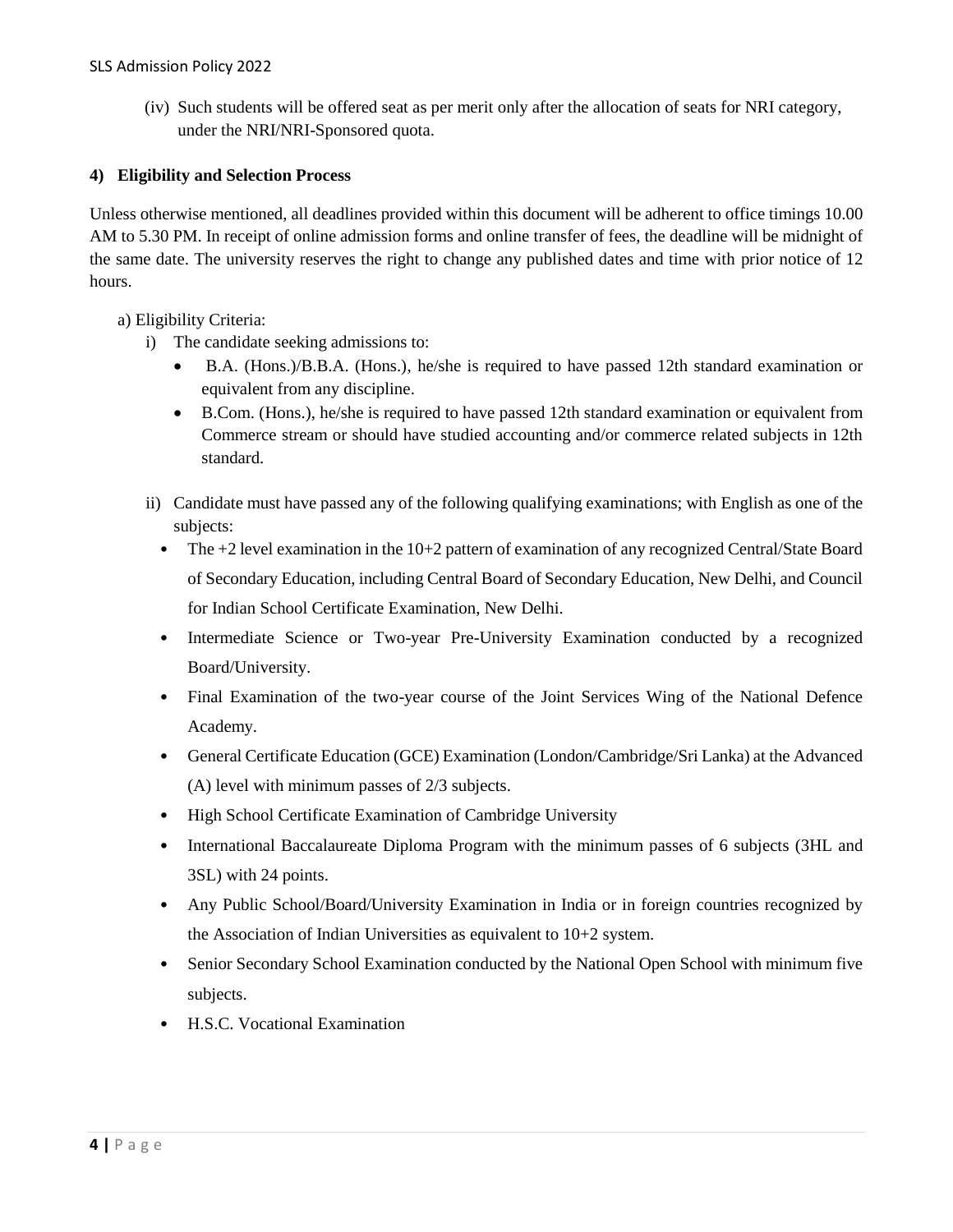(iv) Such students will be offered seat as per merit only after the allocation of seats for NRI category, under the NRI/NRI-Sponsored quota.

#### 4) Eligibility and Selection Process

Unless otherwise mentioned, all deadlines provided within this document will be adherent to office timings 10.00 AM to 5.30 PM. In receipt of online admission forms and online transfer of fees, the deadline will be midnight of the same date. The university reserves the right to change any published dates and time with prior notice of 12 hours.

a) Eligibility Criteria:

i) The candidate seeking admissions to:

- B.A. (Hons.)/B.B.A. (Hons.), he/she is required to have passed 12th standard examination or equivalent from any discipline.
- B.Com. (Hons.), he/she is required to have passed 12th standard examination or equivalent from Commerce stream or should have studied accounting and/or commerce related subjects in 12th standard.

ii) Candidate must have passed any of the following qualifying examinations; with English as one of the subjects:

- The +2 level examination in the 10+2 pattern of examination of any recognized Central/State Board of Secondary Education, including Central Board of Secondary Education, New Delhi, and Council for Indian School Certificate Examination, New Delhi.
- Intermediate Science or Two-year Pre-University Examination conducted by a recognized Board/University.
- Final Examination of the two-year course of the Joint Services Wing of the National Defence Academy.
- General Certificate Education (GCE) Examination (London/Cambridge/Sri Lanka) at the Advanced (A) level with minimum passes of 2/3 subjects.
- High School Certificate Examination of Cambridge University
- International Baccalaureate Diploma Program with the minimum passes of 6 subjects (3HL and 3SL) with 24 points.
- Any Public School/Board/University Examination in India or in foreign countries recognized by the Association of Indian Universities as equivalent to 10+2 system.
- Senior Secondary School Examination conducted by the National Open School with minimum five subjects.
- H.S.C. Vocational Examination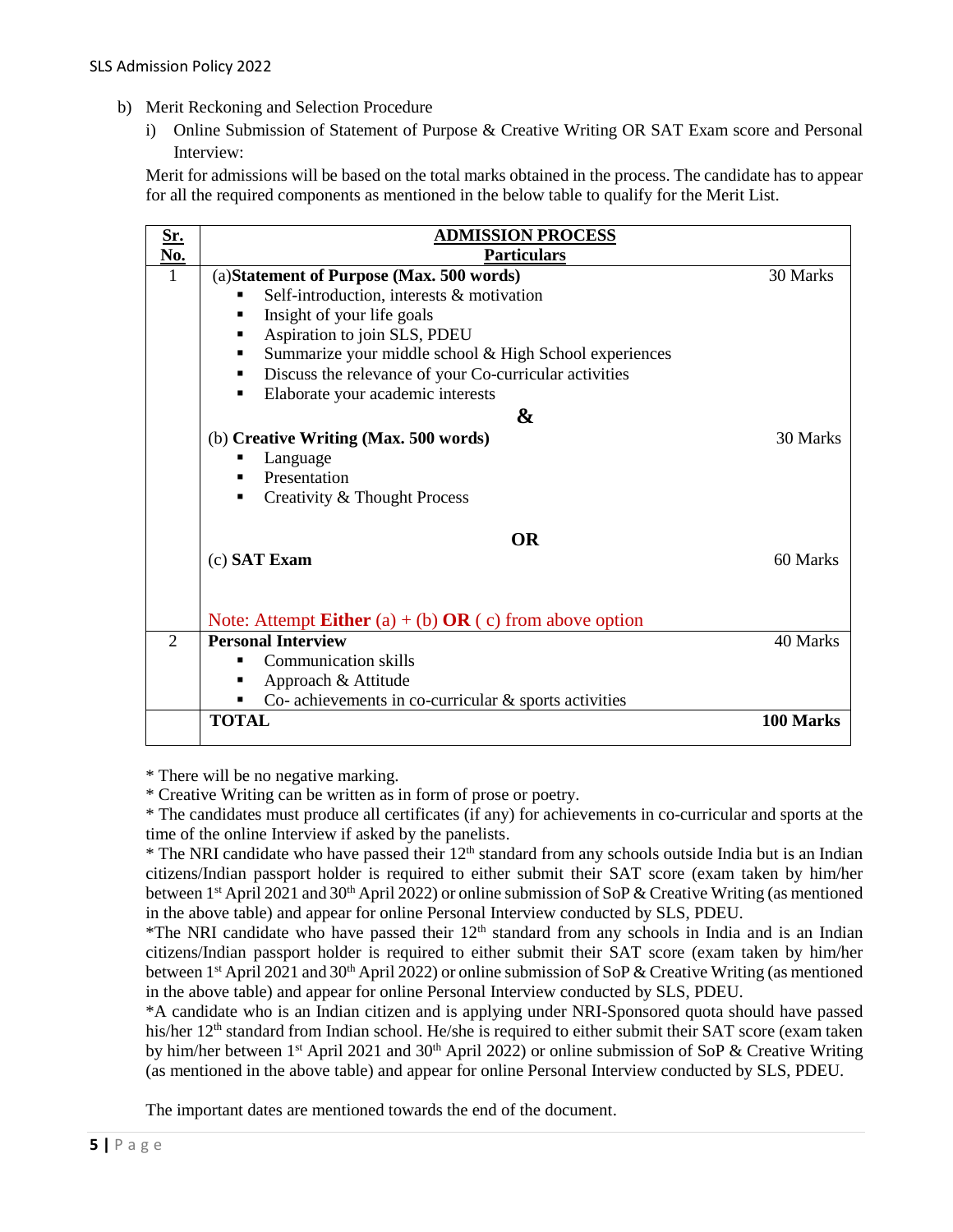b) Merit Reckoning and Selection Procedure

i) Online Submission of Statement of Purpose & Creative Writing OR SAT Exam score and Personal Interview:

Merit for admissions will be based on the total marks obtained in the process. The candidate has to appear for all the required components as mentioned in the below table to qualify for the Merit List.

| Sr. No. | ADMISSION PROCESS<br>Particulars | |
|---|---|---|
| 1 | (a) **Statement of Purpose (Max. 500 words)**<br>▪ Self-introduction, interests & motivation<br>▪ Insight of your life goals<br>▪ Aspiration to join SLS, PDEU<br>▪ Summarize your middle school & High School experiences<br>▪ Discuss the relevance of your Co-curricular activities<br>▪ Elaborate your academic interests | 30 Marks |
| | **&** | |
| | (b) **Creative Writing (Max. 500 words)**<br>▪ Language<br>▪ Presentation<br>▪ Creativity & Thought Process | 30 Marks |
| | **OR** | |
| | (c) **SAT Exam** | 60 Marks |
| | Note: Attempt **Either** (a) + (b) **OR** ( c) from above option | |
| 2 | **Personal Interview**<br>▪ Communication skills<br>▪ Approach & Attitude<br>▪ Co- achievements in co-curricular & sports activities | 40 Marks |
| | **TOTAL** | **100 Marks** |

* There will be no negative marking.
* Creative Writing can be written as in form of prose or poetry.
* The candidates must produce all certificates (if any) for achievements in co-curricular and sports at the time of the online Interview if asked by the panelists.
* The NRI candidate who have passed their 12th standard from any schools outside India but is an Indian citizens/Indian passport holder is required to either submit their SAT score (exam taken by him/her between 1st April 2021 and 30th April 2022) or online submission of SoP & Creative Writing (as mentioned in the above table) and appear for online Personal Interview conducted by SLS, PDEU.
*The NRI candidate who have passed their 12th standard from any schools in India and is an Indian citizens/Indian passport holder is required to either submit their SAT score (exam taken by him/her between 1st April 2021 and 30th April 2022) or online submission of SoP & Creative Writing (as mentioned in the above table) and appear for online Personal Interview conducted by SLS, PDEU.
*A candidate who is an Indian citizen and is applying under NRI-Sponsored quota should have passed his/her 12th standard from Indian school. He/she is required to either submit their SAT score (exam taken by him/her between 1st April 2021 and 30th April 2022) or online submission of SoP & Creative Writing (as mentioned in the above table) and appear for online Personal Interview conducted by SLS, PDEU.

The important dates are mentioned towards the end of the document.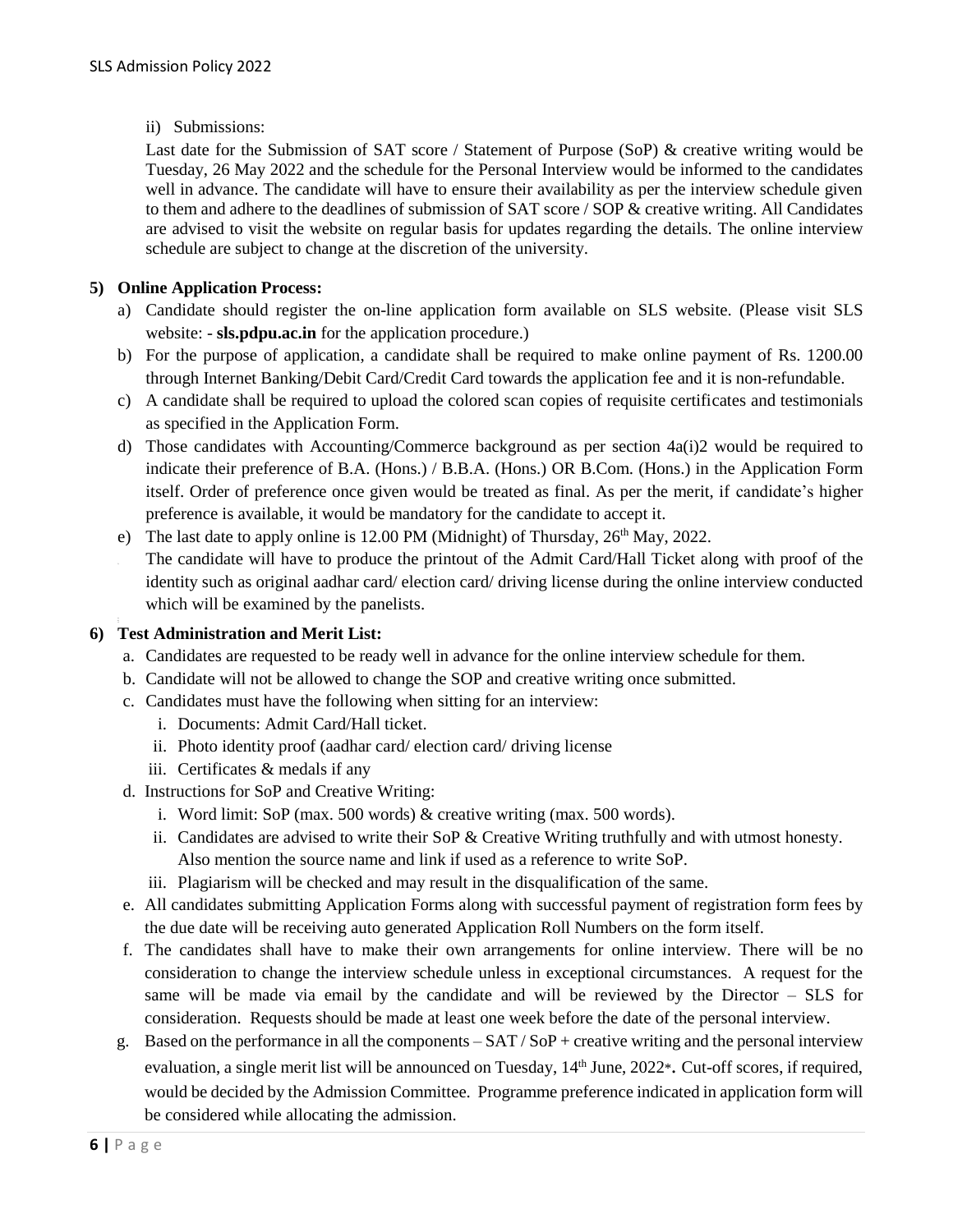ii) Submissions:

Last date for the Submission of SAT score / Statement of Purpose (SoP) & creative writing would be Tuesday, 26 May 2022 and the schedule for the Personal Interview would be informed to the candidates well in advance. The candidate will have to ensure their availability as per the interview schedule given to them and adhere to the deadlines of submission of SAT score / SOP & creative writing. All Candidates are advised to visit the website on regular basis for updates regarding the details. The online interview schedule are subject to change at the discretion of the university.

**5) Online Application Process:**

a) Candidate should register the on-line application form available on SLS website. (Please visit SLS website: - **sls.pdpu.ac.in** for the application procedure.)

b) For the purpose of application, a candidate shall be required to make online payment of Rs. 1200.00 through Internet Banking/Debit Card/Credit Card towards the application fee and it is non-refundable.

c) A candidate shall be required to upload the colored scan copies of requisite certificates and testimonials as specified in the Application Form.

d) Those candidates with Accounting/Commerce background as per section 4a(i)2 would be required to indicate their preference of B.A. (Hons.) / B.B.A. (Hons.) OR B.Com. (Hons.) in the Application Form itself. Order of preference once given would be treated as final. As per the merit, if candidate's higher preference is available, it would be mandatory for the candidate to accept it.

e) The last date to apply online is 12.00 PM (Midnight) of Thursday, 26th May, 2022.

The candidate will have to produce the printout of the Admit Card/Hall Ticket along with proof of the identity such as original aadhar card/ election card/ driving license during the online interview conducted which will be examined by the panelists.

**6) Test Administration and Merit List:**

a. Candidates are requested to be ready well in advance for the online interview schedule for them.

b. Candidate will not be allowed to change the SOP and creative writing once submitted.

c. Candidates must have the following when sitting for an interview:
   - i. Documents: Admit Card/Hall ticket.
   - ii. Photo identity proof (aadhar card/ election card/ driving license
   - iii. Certificates & medals if any

d. Instructions for SoP and Creative Writing:
   - i. Word limit: SoP (max. 500 words) & creative writing (max. 500 words).
   - ii. Candidates are advised to write their SoP & Creative Writing truthfully and with utmost honesty. Also mention the source name and link if used as a reference to write SoP.
   - iii. Plagiarism will be checked and may result in the disqualification of the same.

e. All candidates submitting Application Forms along with successful payment of registration form fees by the due date will be receiving auto generated Application Roll Numbers on the form itself.

f. The candidates shall have to make their own arrangements for online interview. There will be no consideration to change the interview schedule unless in exceptional circumstances. A request for the same will be made via email by the candidate and will be reviewed by the Director – SLS for consideration. Requests should be made at least one week before the date of the personal interview.

g. Based on the performance in all the components – SAT / SoP + creative writing and the personal interview evaluation, a single merit list will be announced on Tuesday, 14th June, 2022*. Cut-off scores, if required, would be decided by the Admission Committee. Programme preference indicated in application form will be considered while allocating the admission.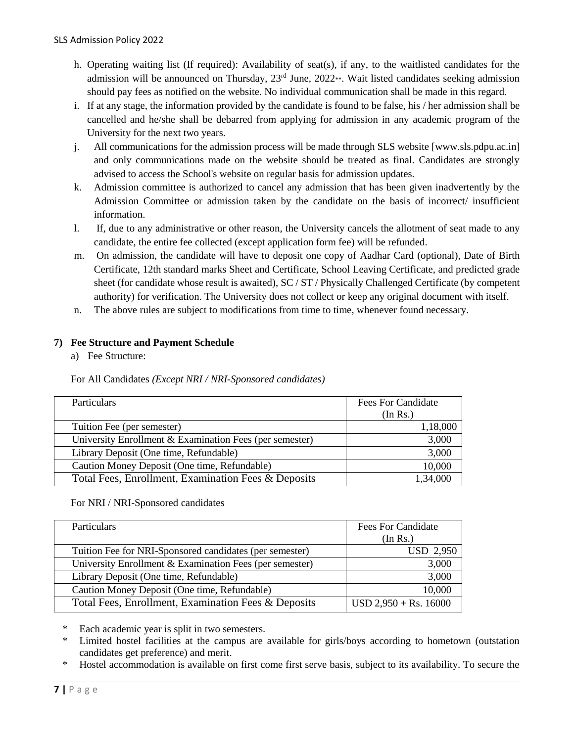h. Operating waiting list (If required): Availability of seat(s), if any, to the waitlisted candidates for the admission will be announced on Thursday, 23rd June, 2022**. Wait listed candidates seeking admission should pay fees as notified on the website. No individual communication shall be made in this regard.

i. If at any stage, the information provided by the candidate is found to be false, his / her admission shall be cancelled and he/she shall be debarred from applying for admission in any academic program of the University for the next two years.

j. All communications for the admission process will be made through SLS website [www.sls.pdpu.ac.in] and only communications made on the website should be treated as final. Candidates are strongly advised to access the School's website on regular basis for admission updates.

k. Admission committee is authorized to cancel any admission that has been given inadvertently by the Admission Committee or admission taken by the candidate on the basis of incorrect/ insufficient information.

l. If, due to any administrative or other reason, the University cancels the allotment of seat made to any candidate, the entire fee collected (except application form fee) will be refunded.

m. On admission, the candidate will have to deposit one copy of Aadhar Card (optional), Date of Birth Certificate, 12th standard marks Sheet and Certificate, School Leaving Certificate, and predicted grade sheet (for candidate whose result is awaited), SC / ST / Physically Challenged Certificate (by competent authority) for verification. The University does not collect or keep any original document with itself.

n. The above rules are subject to modifications from time to time, whenever found necessary.

## 7) Fee Structure and Payment Schedule

a) Fee Structure:

For All Candidates *(Except NRI / NRI-Sponsored candidates)*

| Particulars | Fees For Candidate (In Rs.) |
|---|---|
| Tuition Fee (per semester) | 1,18,000 |
| University Enrollment & Examination Fees (per semester) | 3,000 |
| Library Deposit (One time, Refundable) | 3,000 |
| Caution Money Deposit (One time, Refundable) | 10,000 |
| Total Fees, Enrollment, Examination Fees & Deposits | 1,34,000 |

For NRI / NRI-Sponsored candidates

| Particulars | Fees For Candidate (In Rs.) |
|---|---|
| Tuition Fee for NRI-Sponsored candidates (per semester) | USD 2,950 |
| University Enrollment & Examination Fees (per semester) | 3,000 |
| Library Deposit (One time, Refundable) | 3,000 |
| Caution Money Deposit (One time, Refundable) | 10,000 |
| Total Fees, Enrollment, Examination Fees & Deposits | USD 2,950 + Rs. 16000 |

\* Each academic year is split in two semesters.

\* Limited hostel facilities at the campus are available for girls/boys according to hometown (outstation candidates get preference) and merit.

\* Hostel accommodation is available on first come first serve basis, subject to its availability. To secure the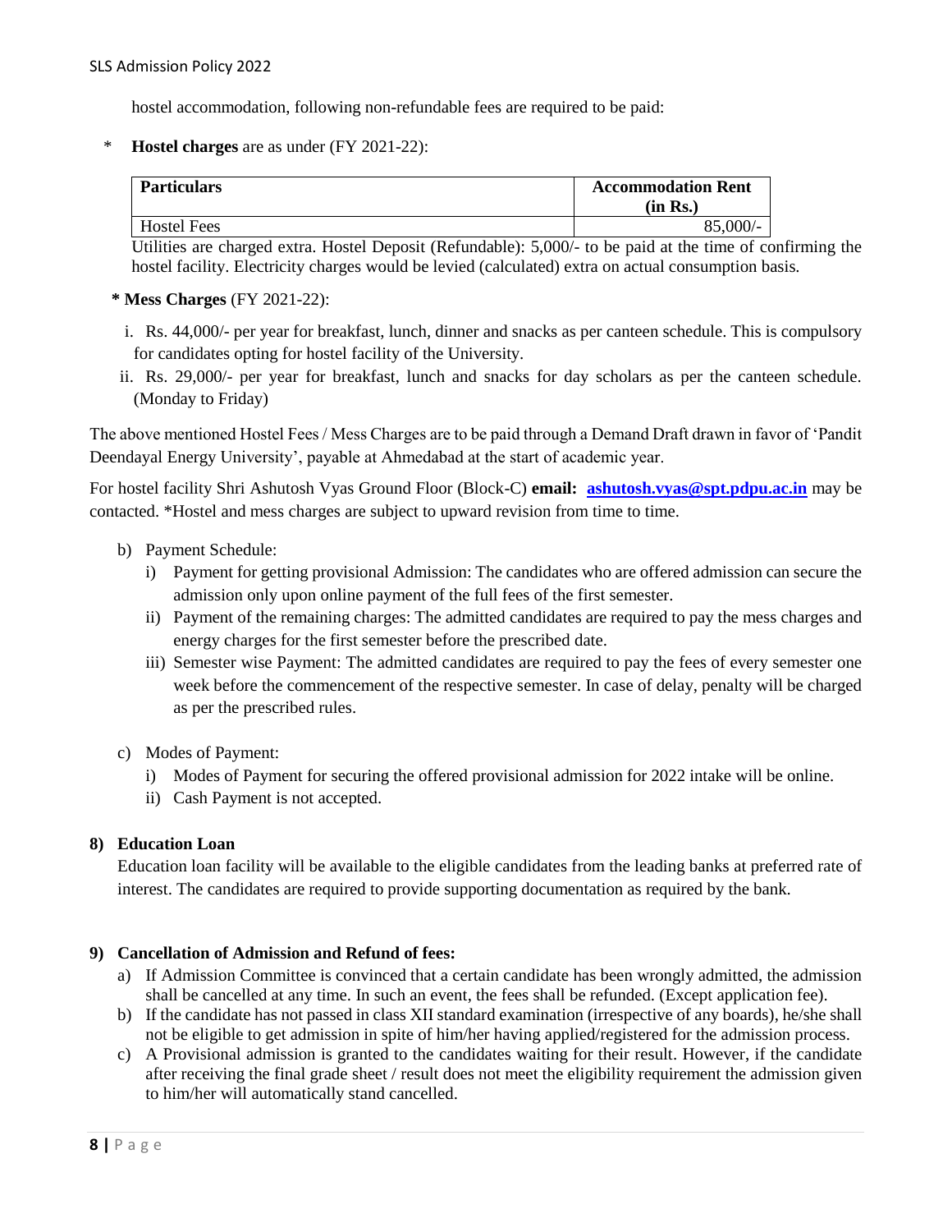hostel accommodation, following non-refundable fees are required to be paid:

\* **Hostel charges** are as under (FY 2021-22):

| Particulars | Accommodation Rent (in Rs.) |
| --- | --- |
| Hostel Fees | 85,000/- |

Utilities are charged extra. Hostel Deposit (Refundable): 5,000/- to be paid at the time of confirming the hostel facility. Electricity charges would be levied (calculated) extra on actual consumption basis.

**\* Mess Charges** (FY 2021-22):

i. Rs. 44,000/- per year for breakfast, lunch, dinner and snacks as per canteen schedule. This is compulsory for candidates opting for hostel facility of the University.

ii. Rs. 29,000/- per year for breakfast, lunch and snacks for day scholars as per the canteen schedule. (Monday to Friday)

The above mentioned Hostel Fees / Mess Charges are to be paid through a Demand Draft drawn in favor of 'Pandit Deendayal Energy University', payable at Ahmedabad at the start of academic year.

For hostel facility Shri Ashutosh Vyas Ground Floor (Block-C) **email: ashutosh.vyas@spt.pdpu.ac.in** may be contacted. \*Hostel and mess charges are subject to upward revision from time to time.

b) Payment Schedule:
   i) Payment for getting provisional Admission: The candidates who are offered admission can secure the admission only upon online payment of the full fees of the first semester.
   ii) Payment of the remaining charges: The admitted candidates are required to pay the mess charges and energy charges for the first semester before the prescribed date.
   iii) Semester wise Payment: The admitted candidates are required to pay the fees of every semester one week before the commencement of the respective semester. In case of delay, penalty will be charged as per the prescribed rules.

c) Modes of Payment:
   i) Modes of Payment for securing the offered provisional admission for 2022 intake will be online.
   ii) Cash Payment is not accepted.

### 8) Education Loan

Education loan facility will be available to the eligible candidates from the leading banks at preferred rate of interest. The candidates are required to provide supporting documentation as required by the bank.

### 9) Cancellation of Admission and Refund of fees:

a) If Admission Committee is convinced that a certain candidate has been wrongly admitted, the admission shall be cancelled at any time. In such an event, the fees shall be refunded. (Except application fee).

b) If the candidate has not passed in class XII standard examination (irrespective of any boards), he/she shall not be eligible to get admission in spite of him/her having applied/registered for the admission process.

c) A Provisional admission is granted to the candidates waiting for their result. However, if the candidate after receiving the final grade sheet / result does not meet the eligibility requirement the admission given to him/her will automatically stand cancelled.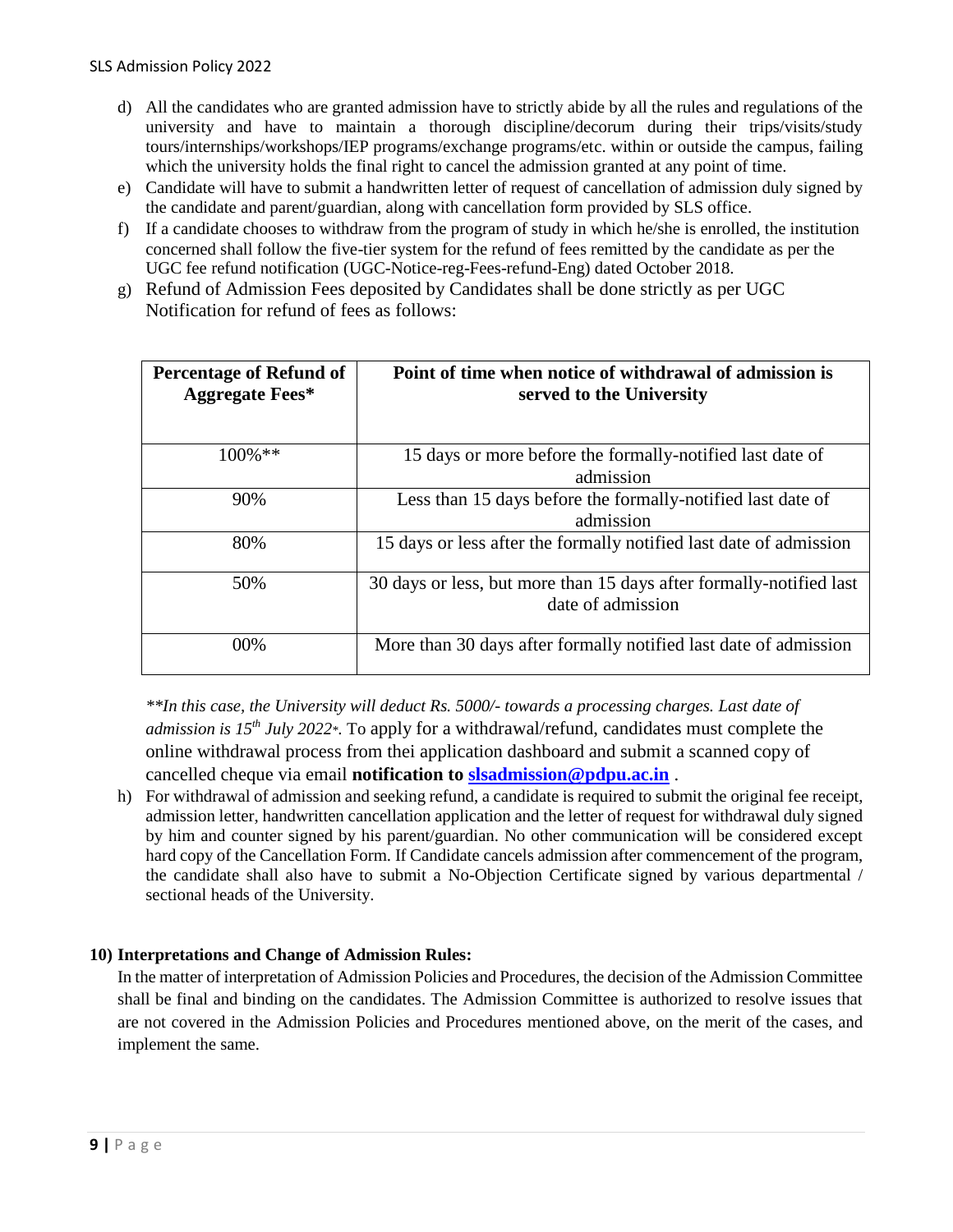d) All the candidates who are granted admission have to strictly abide by all the rules and regulations of the university and have to maintain a thorough discipline/decorum during their trips/visits/study tours/internships/workshops/IEP programs/exchange programs/etc. within or outside the campus, failing which the university holds the final right to cancel the admission granted at any point of time.

e) Candidate will have to submit a handwritten letter of request of cancellation of admission duly signed by the candidate and parent/guardian, along with cancellation form provided by SLS office.

f) If a candidate chooses to withdraw from the program of study in which he/she is enrolled, the institution concerned shall follow the five-tier system for the refund of fees remitted by the candidate as per the UGC fee refund notification (UGC-Notice-reg-Fees-refund-Eng) dated October 2018.

g) Refund of Admission Fees deposited by Candidates shall be done strictly as per UGC Notification for refund of fees as follows:

| **Percentage of Refund of Aggregate Fees*** | **Point of time when notice of withdrawal of admission is served to the University** |
|---|---|
| 100%** | 15 days or more before the formally-notified last date of admission |
| 90% | Less than 15 days before the formally-notified last date of admission |
| 80% | 15 days or less after the formally notified last date of admission |
| 50% | 30 days or less, but more than 15 days after formally-notified last date of admission |
| 00% | More than 30 days after formally notified last date of admission |

*\*\*In this case, the University will deduct Rs. 5000/- towards a processing charges. Last date of admission is 15th July 2022\*.* To apply for a withdrawal/refund, candidates must complete the online withdrawal process from thei application dashboard and submit a scanned copy of cancelled cheque via email **notification to [slsadmission@pdpu.ac.in](mailto:slsadmission@pdpu.ac.in)** .

h) For withdrawal of admission and seeking refund, a candidate is required to submit the original fee receipt, admission letter, handwritten cancellation application and the letter of request for withdrawal duly signed by him and counter signed by his parent/guardian. No other communication will be considered except hard copy of the Cancellation Form. If Candidate cancels admission after commencement of the program, the candidate shall also have to submit a No-Objection Certificate signed by various departmental / sectional heads of the University.

**10) Interpretations and Change of Admission Rules:**

In the matter of interpretation of Admission Policies and Procedures, the decision of the Admission Committee shall be final and binding on the candidates. The Admission Committee is authorized to resolve issues that are not covered in the Admission Policies and Procedures mentioned above, on the merit of the cases, and implement the same.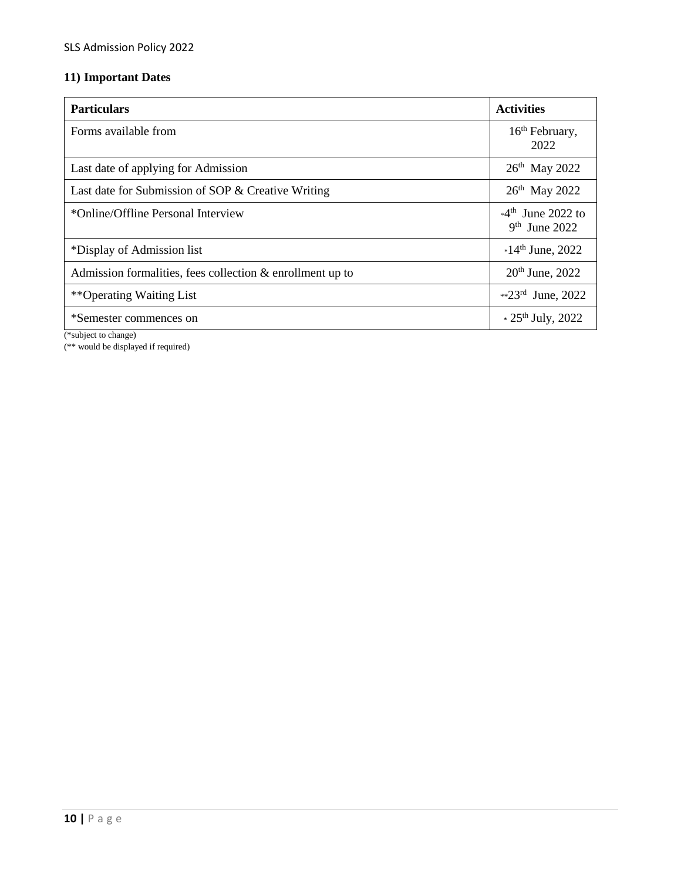## 11) Important Dates

| Particulars | Activities |
| --- | --- |
| Forms available from | 16th February, 2022 |
| Last date of applying for Admission | 26th May 2022 |
| Last date for Submission of SOP & Creative Writing | 26th May 2022 |
| *Online/Offline Personal Interview | *4th June 2022 to 9th June 2022 |
| *Display of Admission list | *14th June, 2022 |
| Admission formalities, fees collection & enrollment up to | 20th June, 2022 |
| **Operating Waiting List | **23rd June, 2022 |
| *Semester commences on | * 25th July, 2022 |

(*subject to change)

(** would be displayed if required)